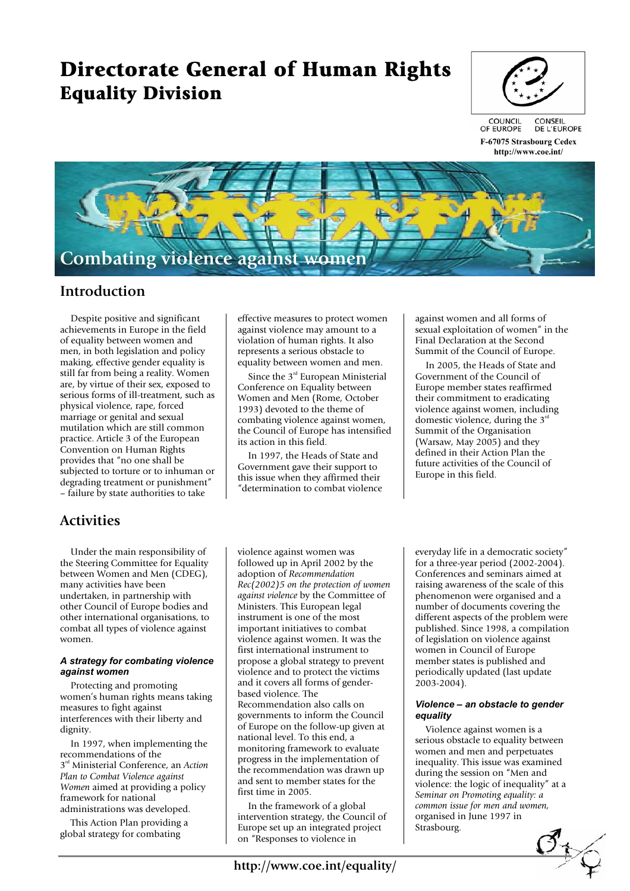# Directorate General of Human Rights
## Equality Division

COUNCIL OF EUROPE CONSEIL DE L'EUROPE

**F-67075 Strasbourg Cedex**
**http://www.coe.int/**

# Combating violence against women

## Introduction

Despite positive and significant achievements in Europe in the field of equality between women and men, in both legislation and policy making, effective gender equality is still far from being a reality. Women are, by virtue of their sex, exposed to serious forms of ill-treatment, such as physical violence, rape, forced marriage or genital and sexual mutilation which are still common practice. Article 3 of the European Convention on Human Rights provides that "no one shall be subjected to torture or to inhuman or degrading treatment or punishment" – failure by state authorities to take effective measures to protect women against violence may amount to a violation of human rights. It also represents a serious obstacle to equality between women and men.

Since the 3rd European Ministerial Conference on Equality between Women and Men (Rome, October 1993) devoted to the theme of combating violence against women, the Council of Europe has intensified its action in this field.

In 1997, the Heads of State and Government gave their support to this issue when they affirmed their "determination to combat violence against women and all forms of sexual exploitation of women" in the Final Declaration at the Second Summit of the Council of Europe.

In 2005, the Heads of State and Government of the Council of Europe member states reaffirmed their commitment to eradicating violence against women, including domestic violence, during the 3rd Summit of the Organisation (Warsaw, May 2005) and they defined in their Action Plan the future activities of the Council of Europe in this field.

## Activities

Under the main responsibility of the Steering Committee for Equality between Women and Men (CDEG), many activities have been undertaken, in partnership with other Council of Europe bodies and other international organisations, to combat all types of violence against women.

### *A strategy for combating violence against women*

Protecting and promoting women's human rights means taking measures to fight against interferences with their liberty and dignity.

In 1997, when implementing the recommendations of the 3rd Ministerial Conference, an *Action Plan to Combat Violence against Women* aimed at providing a policy framework for national administrations was developed.

This Action Plan providing a global strategy for combating violence against women was followed up in April 2002 by the adoption of *Recommendation Rec(2002)5 on the protection of women against violence* by the Committee of Ministers. This European legal instrument is one of the most important initiatives to combat violence against women. It was the first international instrument to propose a global strategy to prevent violence and to protect the victims and it covers all forms of gender-based violence. The Recommendation also calls on governments to inform the Council of Europe on the follow-up given at national level. To this end, a monitoring framework to evaluate progress in the implementation of the recommendation was drawn up and sent to member states for the first time in 2005.

In the framework of a global intervention strategy, the Council of Europe set up an integrated project on "Responses to violence in everyday life in a democratic society" for a three-year period (2002-2004). Conferences and seminars aimed at raising awareness of the scale of this phenomenon were organised and a number of documents covering the different aspects of the problem were published. Since 1998, a compilation of legislation on violence against women in Council of Europe member states is published and periodically updated (last update 2003-2004).

### *Violence – an obstacle to gender equality*

Violence against women is a serious obstacle to equality between women and men and perpetuates inequality. This issue was examined during the session on "Men and violence: the logic of inequality" at a *Seminar on Promoting equality: a common issue for men and women,* organised in June 1997 in Strasbourg.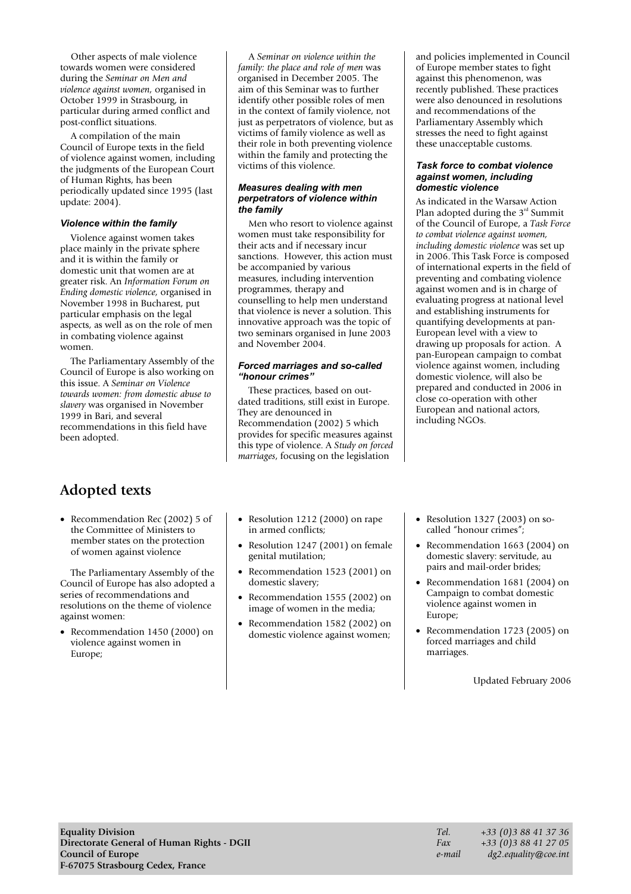Other aspects of male violence towards women were considered during the *Seminar on Men and violence against women*, organised in October 1999 in Strasbourg, in particular during armed conflict and post-conflict situations.

A compilation of the main Council of Europe texts in the field of violence against women, including the judgments of the European Court of Human Rights, has been periodically updated since 1995 (last update: 2004).

### *Violence within the family*

Violence against women takes place mainly in the private sphere and it is within the family or domestic unit that women are at greater risk. An *Information Forum on Ending domestic violence*, organised in November 1998 in Bucharest, put particular emphasis on the legal aspects, as well as on the role of men in combating violence against women.

The Parliamentary Assembly of the Council of Europe is also working on this issue. A *Seminar on Violence towards women: from domestic abuse to slavery* was organised in November 1999 in Bari, and several recommendations in this field have been adopted.

A *Seminar on violence within the family: the place and role of men* was organised in December 2005. The aim of this Seminar was to further identify other possible roles of men in the context of family violence, not just as perpetrators of violence, but as victims of family violence as well as their role in both preventing violence within the family and protecting the victims of this violence.

### *Measures dealing with men perpetrators of violence within the family*

Men who resort to violence against women must take responsibility for their acts and if necessary incur sanctions. However, this action must be accompanied by various measures, including intervention programmes, therapy and counselling to help men understand that violence is never a solution. This innovative approach was the topic of two seminars organised in June 2003 and November 2004.

### *Forced marriages and so-called "honour crimes"*

These practices, based on out-dated traditions, still exist in Europe. They are denounced in Recommendation (2002) 5 which provides for specific measures against this type of violence. A *Study on forced marriages*, focusing on the legislation and policies implemented in Council of Europe member states to fight against this phenomenon, was recently published. These practices were also denounced in resolutions and recommendations of the Parliamentary Assembly which stresses the need to fight against these unacceptable customs.

### *Task force to combat violence against women, including domestic violence*

As indicated in the Warsaw Action Plan adopted during the 3[rd] Summit of the Council of Europe, a *Task Force to combat violence against women, including domestic violence* was set up in 2006. This Task Force is composed of international experts in the field of preventing and combating violence against women and is in charge of evaluating progress at national level and establishing instruments for quantifying developments at pan-European level with a view to drawing up proposals for action. A pan-European campaign to combat violence against women, including domestic violence, will also be prepared and conducted in 2006 in close co-operation with other European and national actors, including NGOs.

## Adopted texts

- Recommendation Rec (2002) 5 of the Committee of Ministers to member states on the protection of women against violence

The Parliamentary Assembly of the Council of Europe has also adopted a series of recommendations and resolutions on the theme of violence against women:

- Recommendation 1450 (2000) on violence against women in Europe;
- Resolution 1212 (2000) on rape in armed conflicts;
- Resolution 1247 (2001) on female genital mutilation;
- Recommendation 1523 (2001) on domestic slavery;
- Recommendation 1555 (2002) on image of women in the media;
- Recommendation 1582 (2002) on domestic violence against women;
- Resolution 1327 (2003) on so-called "honour crimes";
- Recommendation 1663 (2004) on domestic slavery: servitude, au pairs and mail-order brides;
- Recommendation 1681 (2004) on Campaign to combat domestic violence against women in Europe;
- Recommendation 1723 (2005) on forced marriages and child marriages.

Updated February 2006

**Equality Division**
**Directorate General of Human Rights - DGII**
**Council of Europe**
**F-67075 Strasbourg Cedex, France**

*Tel.* *+33 (0)3 88 41 37 36*
*Fax* *+33 (0)3 88 41 27 05*
*e-mail* *dg2.equality@coe.int*